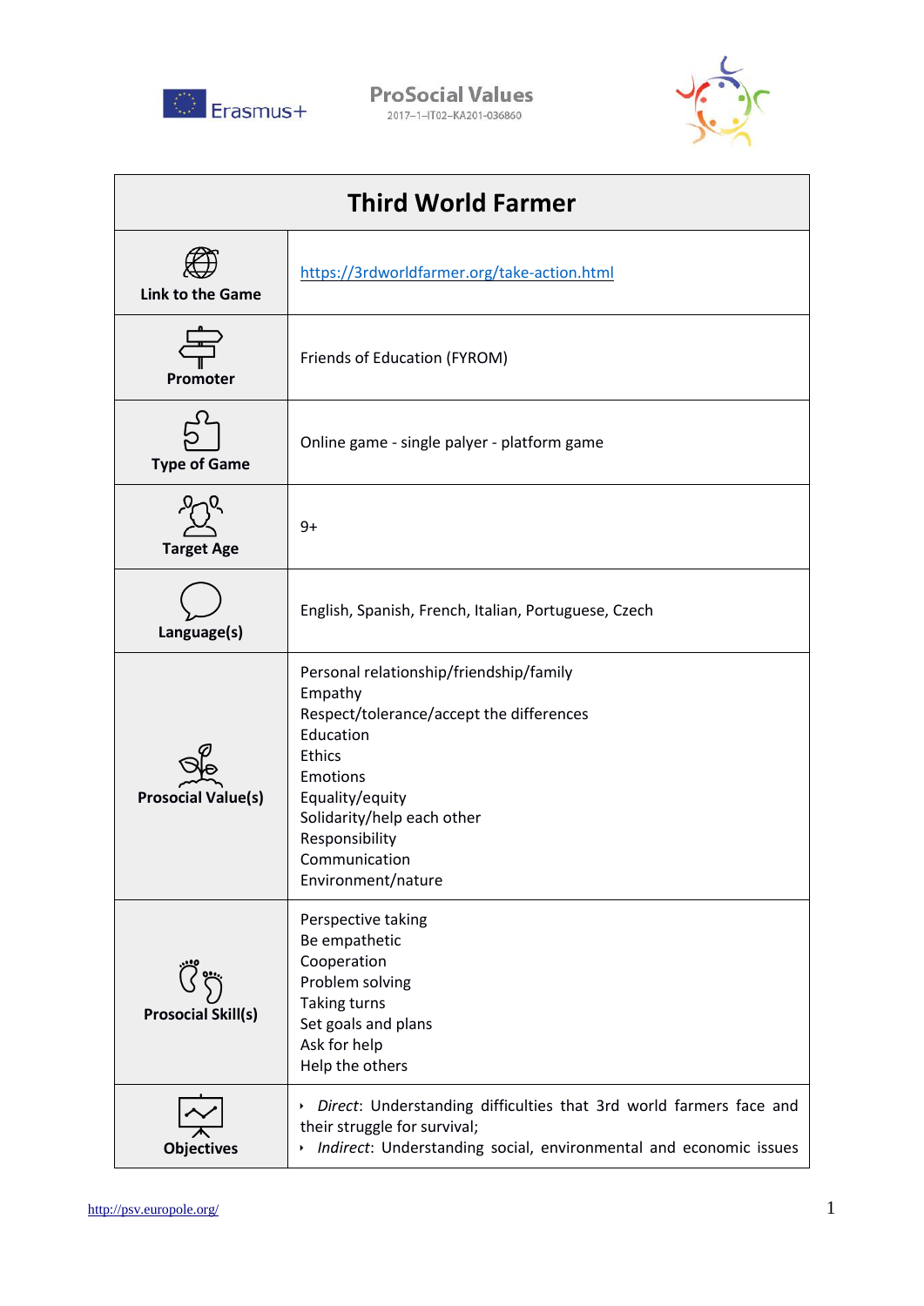Erasmus+

ProSocial Values
2017–1–IT02–KA201-036860

| Third World Farmer | |
|---|---|
| Link to the Game | https://3rdworldfarmer.org/take-action.html |
| Promoter | Friends of Education (FYROM) |
| Type of Game | Online game - single palyer - platform game |
| Target Age | 9+ |
| Language(s) | English, Spanish, French, Italian, Portuguese, Czech |
| Prosocial Value(s) | Personal relationship/friendship/family<br>Empathy<br>Respect/tolerance/accept the differences<br>Education<br>Ethics<br>Emotions<br>Equality/equity<br>Solidarity/help each other<br>Responsibility<br>Communication<br>Environment/nature |
| Prosocial Skill(s) | Perspective taking<br>Be empathetic<br>Cooperation<br>Problem solving<br>Taking turns<br>Set goals and plans<br>Ask for help<br>Help the others |
| Objectives | • *Direct*: Understanding difficulties that 3rd world farmers face and their struggle for survival;<br>• *Indirect*: Understanding social, environmental and economic issues |

http://psv.europole.org/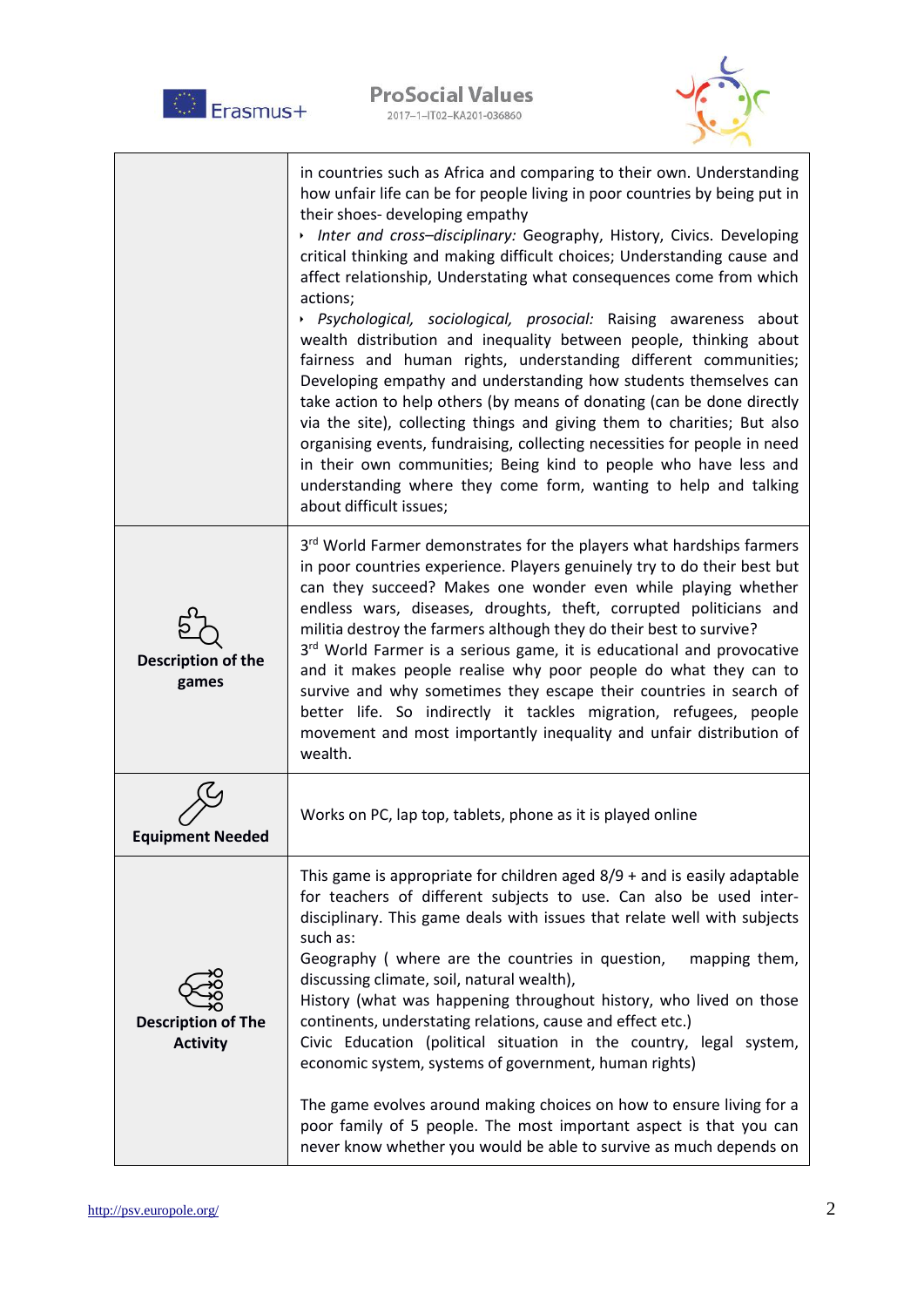| | |
|---|---|
| | in countries such as Africa and comparing to their own. Understanding how unfair life can be for people living in poor countries by being put in their shoes- developing empathy<br>‣ *Inter and cross–disciplinary:* Geography, History, Civics. Developing critical thinking and making difficult choices; Understanding cause and affect relationship, Understating what consequences come from which actions;<br>‣ *Psychological, sociological, prosocial:* Raising awareness about wealth distribution and inequality between people, thinking about fairness and human rights, understanding different communities; Developing empathy and understanding how students themselves can take action to help others (by means of donating (can be done directly via the site), collecting things and giving them to charities; But also organising events, fundraising, collecting necessities for people in need in their own communities; Being kind to people who have less and understanding where they come form, wanting to help and talking about difficult issues; |
| **Description of the games** | 3rd World Farmer demonstrates for the players what hardships farmers in poor countries experience. Players genuinely try to do their best but can they succeed? Makes one wonder even while playing whether endless wars, diseases, droughts, theft, corrupted politicians and militia destroy the farmers although they do their best to survive?<br>3rd World Farmer is a serious game, it is educational and provocative and it makes people realise why poor people do what they can to survive and why sometimes they escape their countries in search of better life. So indirectly it tackles migration, refugees, people movement and most importantly inequality and unfair distribution of wealth. |
| **Equipment Needed** | Works on PC, lap top, tablets, phone as it is played online |
| **Description of The Activity** | This game is appropriate for children aged 8/9 + and is easily adaptable for teachers of different subjects to use. Can also be used inter-disciplinary. This game deals with issues that relate well with subjects such as:<br>Geography ( where are the countries in question, mapping them, discussing climate, soil, natural wealth),<br>History (what was happening throughout history, who lived on those continents, understating relations, cause and effect etc.)<br>Civic Education (political situation in the country, legal system, economic system, systems of government, human rights)<br><br>The game evolves around making choices on how to ensure living for a poor family of 5 people. The most important aspect is that you can never know whether you would be able to survive as much depends on |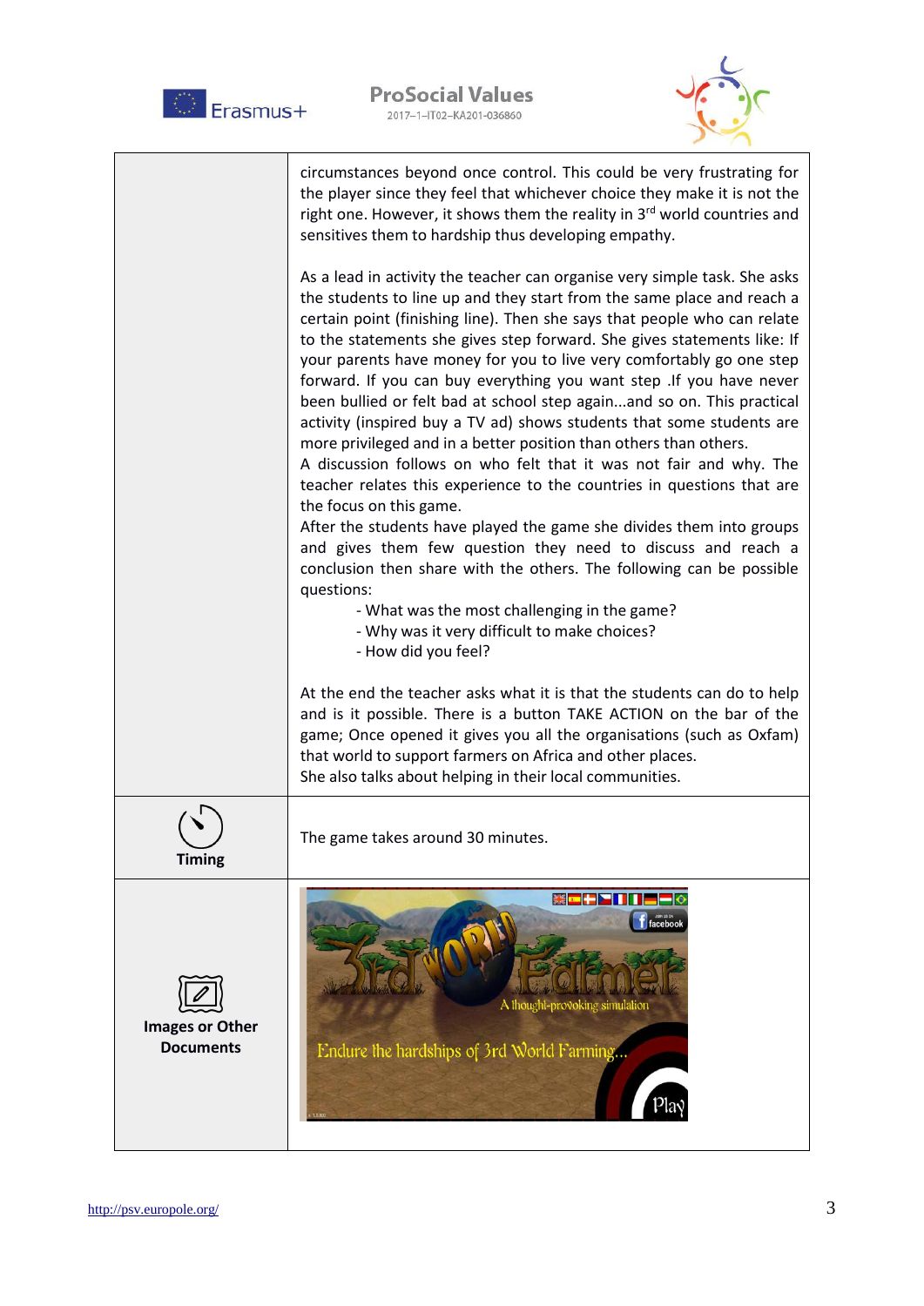| | |
|---|---|
| | circumstances beyond once control. This could be very frustrating for the player since they feel that whichever choice they make it is not the right one. However, it shows them the reality in 3rd world countries and sensitives them to hardship thus developing empathy.<br><br>As a lead in activity the teacher can organise very simple task. She asks the students to line up and they start from the same place and reach a certain point (finishing line). Then she says that people who can relate to the statements she gives step forward. She gives statements like: If your parents have money for you to live very comfortably go one step forward. If you can buy everything you want step .If you have never been bullied or felt bad at school step again...and so on. This practical activity (inspired buy a TV ad) shows students that some students are more privileged and in a better position than others than others.<br>A discussion follows on who felt that it was not fair and why. The teacher relates this experience to the countries in questions that are the focus on this game.<br>After the students have played the game she divides them into groups and gives them few question they need to discuss and reach a conclusion then share with the others. The following can be possible questions:<br>- What was the most challenging in the game?<br>- Why was it very difficult to make choices?<br>- How did you feel?<br><br>At the end the teacher asks what it is that the students can do to help and is it possible. There is a button TAKE ACTION on the bar of the game; Once opened it gives you all the organisations (such as Oxfam) that world to support farmers on Africa and other places.<br>She also talks about helping in their local communities. |
| **Timing** | The game takes around 30 minutes. |
| **Images or Other Documents** | |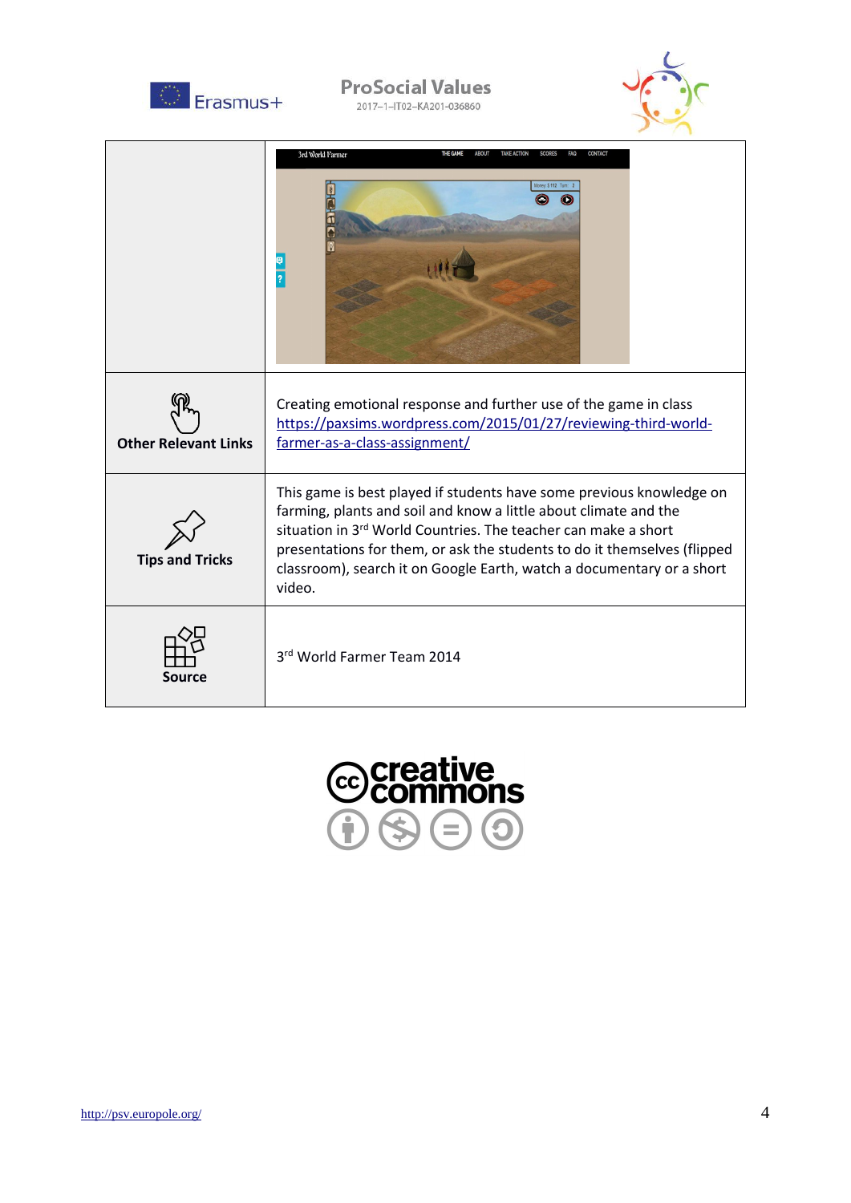| | |
|---|---|
| | |
| **Other Relevant Links** | Creating emotional response and further use of the game in class [https://paxsims.wordpress.com/2015/01/27/reviewing-third-world-farmer-as-a-class-assignment/](https://paxsims.wordpress.com/2015/01/27/reviewing-third-world-farmer-as-a-class-assignment/) |
| **Tips and Tricks** | This game is best played if students have some previous knowledge on farming, plants and soil and know a little about climate and the situation in 3rd World Countries. The teacher can make a short presentations for them, or ask the students to do it themselves (flipped classroom), search it on Google Earth, watch a documentary or a short video. |
| **Source** | 3rd World Farmer Team 2014 |